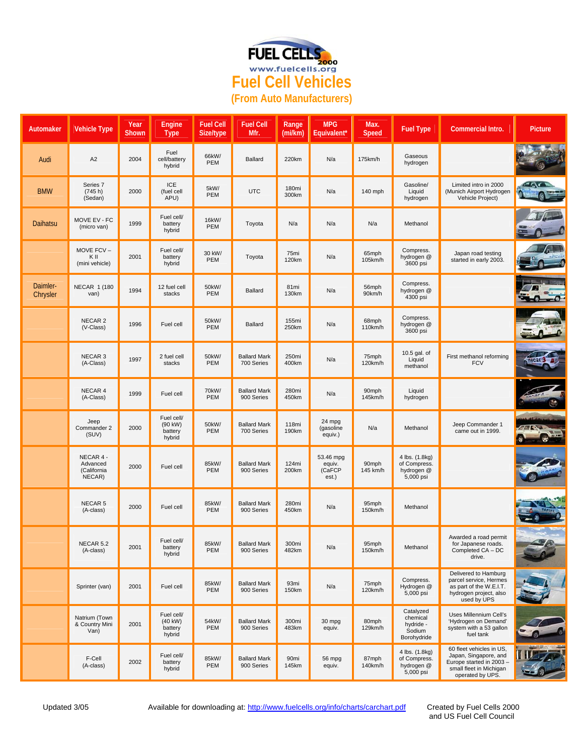# Fuel Cell Vehicles

## (From Auto Manufacturers)

| Automaker | Vehicle Type | Year Shown | Engine Type | Fuel Cell Size/type | Fuel Cell Mfr. | Range (mi/km) | MPG Equivalent* | Max. Speed | Fuel Type | Commercial Intro. | Picture |
|---|---|---|---|---|---|---|---|---|---|---|---|
| Audi | A2 | 2004 | Fuel cell/battery hybrid | 66kW/ PEM | Ballard | 220km | N/a | 175km/h | Gaseous hydrogen | | |
| BMW | Series 7 (745 h) (Sedan) | 2000 | ICE (fuel cell APU) | 5kW/ PEM | UTC | 180mi 300km | N/a | 140 mph | Gasoline/ Liquid hydrogen | Limited intro in 2000 (Munich Airport Hydrogen Vehicle Project) | |
| Daihatsu | MOVE EV - FC (micro van) | 1999 | Fuel cell/ battery hybrid | 16kW/ PEM | Toyota | N/a | N/a | N/a | Methanol | | |
| | MOVE FCV – K II (mini vehicle) | 2001 | Fuel cell/ battery hybrid | 30 kW/ PEM | Toyota | 75mi 120km | N/a | 65mph 105km/h | Compress. hydrogen @ 3600 psi | Japan road testing started in early 2003. | |
| Daimler-Chrysler | NECAR 1 (180 van) | 1994 | 12 fuel cell stacks | 50kW/ PEM | Ballard | 81mi 130km | N/a | 56mph 90km/h | Compress. hydrogen @ 4300 psi | | |
| | NECAR 2 (V-Class) | 1996 | Fuel cell | 50kW/ PEM | Ballard | 155mi 250km | N/a | 68mph 110km/h | Compress. hydrogen @ 3600 psi | | |
| | NECAR 3 (A-Class) | 1997 | 2 fuel cell stacks | 50kW/ PEM | Ballard Mark 700 Series | 250mi 400km | N/a | 75mph 120km/h | 10.5 gal. of Liquid methanol | First methanol reforming FCV | |
| | NECAR 4 (A-Class) | 1999 | Fuel cell | 70kW/ PEM | Ballard Mark 900 Series | 280mi 450km | N/a | 90mph 145km/h | Liquid hydrogen | | |
| | Jeep Commander 2 (SUV) | 2000 | Fuel cell/ (90 kW) battery hybrid | 50kW/ PEM | Ballard Mark 700 Series | 118mi 190km | 24 mpg (gasoline equiv.) | N/a | Methanol | Jeep Commander 1 came out in 1999. | |
| | NECAR 4 - Advanced (California NECAR) | 2000 | Fuel cell | 85kW/ PEM | Ballard Mark 900 Series | 124mi 200km | 53.46 mpg equiv. (CaFCP est.) | 90mph 145 km/h | 4 lbs. (1.8kg) of Compress. hydrogen @ 5,000 psi | | |
| | NECAR 5 (A-class) | 2000 | Fuel cell | 85kW/ PEM | Ballard Mark 900 Series | 280mi 450km | N/a | 95mph 150km/h | Methanol | | |
| | NECAR 5.2 (A-class) | 2001 | Fuel cell/ battery hybrid | 85kW/ PEM | Ballard Mark 900 Series | 300mi 482km | N/a | 95mph 150km/h | Methanol | Awarded a road permit for Japanese roads. Completed CA – DC drive. | |
| | Sprinter (van) | 2001 | Fuel cell | 85kW/ PEM | Ballard Mark 900 Series | 93mi 150km | N/a | 75mph 120km/h | Compress. Hydrogen @ 5,000 psi | Delivered to Hamburg parcel service, Hermes as part of the W.E.I.T. hydrogen project, also used by UPS | |
| | Natrium (Town & Country Mini Van) | 2001 | Fuel cell/ (40 kW) battery hybrid | 54kW/ PEM | Ballard Mark 900 Series | 300mi 483km | 30 mpg equiv. | 80mph 129km/h | Catalyzed chemical hydride - Sodium Borohydride | Uses Millennium Cell's 'Hydrogen on Demand' system with a 53 gallon fuel tank | |
| | F-Cell (A-class) | 2002 | Fuel cell/ battery hybrid | 85kW/ PEM | Ballard Mark 900 Series | 90mi 145km | 56 mpg equiv. | 87mph 140km/h | 4 lbs. (1.8kg) of Compress. hydrogen @ 5,000 psi | 60 fleet vehicles in US, Japan, Singapore, and Europe started in 2003 – small fleet in Michigan operated by UPS. | |

Updated 3/05

Available for downloading at: http://www.fuelcells.org/info/charts/carchart.pdf

Created by Fuel Cells 2000 and US Fuel Cell Council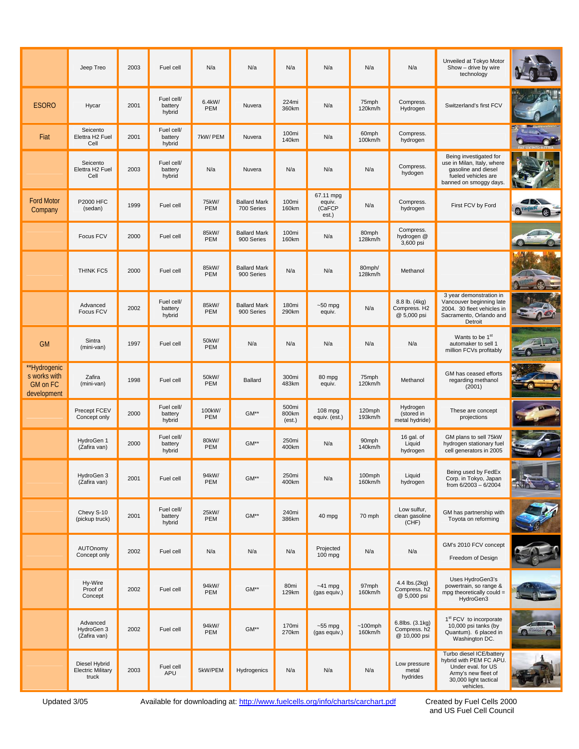| | | | | | | | | | | | |
|---|---|---|---|---|---|---|---|---|---|---|---|
| | Jeep Treo | 2003 | Fuel cell | N/a | N/a | N/a | N/a | N/a | N/a | Unveiled at Tokyo Motor Show – drive by wire technology | |
| ESORO | Hycar | 2001 | Fuel cell/ battery hybrid | 6.4kW/ PEM | Nuvera | 224mi 360km | N/a | 75mph 120km/h | Compress. Hydrogen | Switzerland's first FCV | |
| Fiat | Seicento Elettra H2 Fuel Cell | 2001 | Fuel cell/ battery hybrid | 7kW/ PEM | Nuvera | 100mi 140km | N/a | 60mph 100km/h | Compress. hydrogen | | |
| | Seicento Elettra H2 Fuel Cell | 2003 | Fuel cell/ battery hybrid | N/a | Nuvera | N/a | N/a | N/a | Compress. hydogen | Being investigated for use in Milan, Italy, where gasoline and diesel fueled vehicles are banned on smoggy days. | |
| Ford Motor Company | P2000 HFC (sedan) | 1999 | Fuel cell | 75kW/ PEM | Ballard Mark 700 Series | 100mi 160km | 67.11 mpg equiv. (CaFCP est.) | N/a | Compress. hydrogen | First FCV by Ford | |
| | Focus FCV | 2000 | Fuel cell | 85kW/ PEM | Ballard Mark 900 Series | 100mi 160km | N/a | 80mph 128km/h | Compress. hydrogen @ 3,600 psi | | |
| | TH!NK FC5 | 2000 | Fuel cell | 85kW/ PEM | Ballard Mark 900 Series | N/a | N/a | 80mph/ 128km/h | Methanol | | |
| | Advanced Focus FCV | 2002 | Fuel cell/ battery hybrid | 85kW/ PEM | Ballard Mark 900 Series | 180mi 290km | ~50 mpg equiv. | N/a | 8.8 lb. (4kg) Compress. H2 @ 5,000 psi | 3 year demonstration in Vancouver beginning late 2004. 30 fleet vehicles in Sacramento, Orlando and Detroit | |
| GM | Sintra (mini-van) | 1997 | Fuel cell | 50kW/ PEM | N/a | N/a | N/a | N/a | N/a | Wants to be 1st automaker to sell 1 million FCVs profitably | |
| **Hydrogenics works with GM on FC development | Zafira (mini-van) | 1998 | Fuel cell | 50kW/ PEM | Ballard | 300mi 483km | 80 mpg equiv. | 75mph 120km/h | Methanol | GM has ceased efforts regarding methanol (2001) | |
| | Precept FCEV Concept only | 2000 | Fuel cell/ battery hybrid | 100kW/ PEM | GM** | 500mi 800km (est.) | 108 mpg equiv. (est.) | 120mph 193km/h | Hydrogen (stored in metal hydride) | These are concept projections | |
| | HydroGen 1 (Zafira van) | 2000 | Fuel cell/ battery hybrid | 80kW/ PEM | GM** | 250mi 400km | N/a | 90mph 140km/h | 16 gal. of Liquid hydrogen | GM plans to sell 75kW hydrogen stationary fuel cell generators in 2005 | |
| | HydroGen 3 (Zafira van) | 2001 | Fuel cell | 94kW/ PEM | GM** | 250mi 400km | N/a | 100mph 160km/h | Liquid hydrogen | Being used by FedEx Corp. in Tokyo, Japan from 6/2003 – 6/2004 | |
| | Chevy S-10 (pickup truck) | 2001 | Fuel cell/ battery hybrid | 25kW/ PEM | GM** | 240mi 386km | 40 mpg | 70 mph | Low sulfur, clean gasoline (CHF) | GM has partnership with Toyota on reforming | |
| | AUTOnomy Concept only | 2002 | Fuel cell | N/a | N/a | N/a | Projected 100 mpg | N/a | N/a | GM's 2010 FCV concept<br>Freedom of Design | |
| | Hy-Wire Proof of Concept | 2002 | Fuel cell | 94kW/ PEM | GM** | 80mi 129km | ~41 mpg (gas equiv.) | 97mph 160km/h | 4.4 lbs.(2kg) Compress. h2 @ 5,000 psi | Uses HydroGen3's powertrain, so range & mpg theoretically could = HydroGen3 | |
| | Advanced HydroGen 3 (Zafira van) | 2002 | Fuel cell | 94kW/ PEM | GM** | 170mi 270km | ~55 mpg (gas equiv.) | ~100mph 160km/h | 6.8lbs. (3.1kg) Compress. h2 @ 10,000 psi | 1st FCV to incorporate 10,000 psi tanks (by Quantum). 6 placed in Washington DC. | |
| | Diesel Hybrid Electric Military truck | 2003 | Fuel cell APU | 5kW/PEM | Hydrogenics | N/a | N/a | N/a | Low pressure metal hydrides | Turbo diesel ICE/battery hybrid with PEM FC APU. Under eval. for US Army's new fleet of 30,000 light tactical vehicles. | |

Updated 3/05

Available for downloading at: http://www.fuelcells.org/info/charts/carchart.pdf

Created by Fuel Cells 2000 and US Fuel Cell Council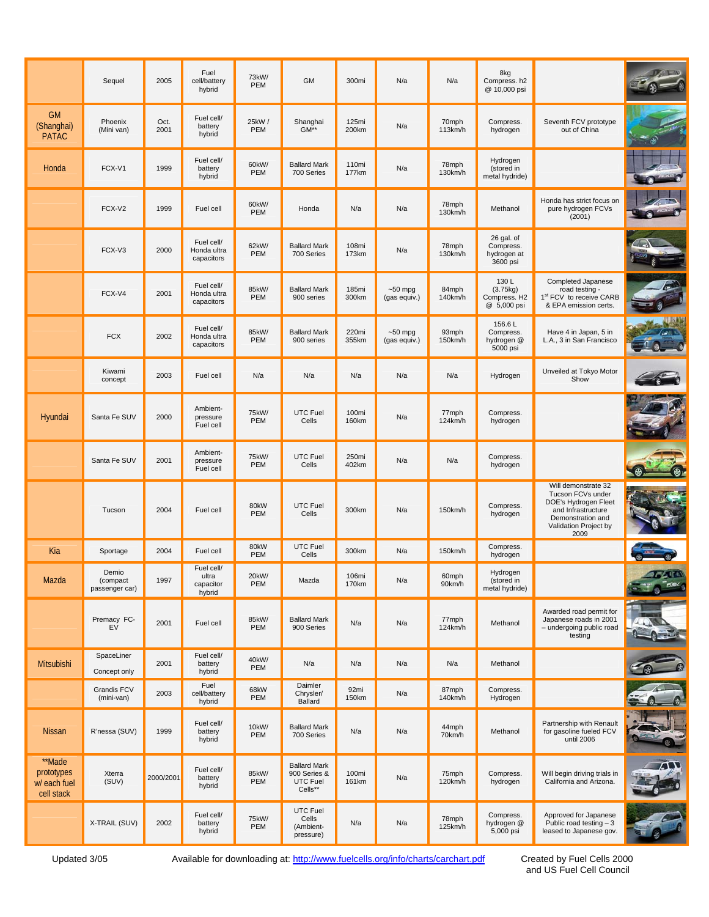| | | | | | | | | | | | |
|---|---|---|---|---|---|---|---|---|---|---|---|
| | Sequel | 2005 | Fuel cell/battery hybrid | 73kW/ PEM | GM | 300mi | N/a | N/a | 8kg Compress. h2 @ 10,000 psi | | |
| GM (Shanghai) PATAC | Phoenix (Mini van) | Oct. 2001 | Fuel cell/ battery hybrid | 25kW / PEM | Shanghai GM** | 125mi 200km | N/a | 70mph 113km/h | Compress. hydrogen | Seventh FCV prototype out of China | |
| Honda | FCX-V1 | 1999 | Fuel cell/ battery hybrid | 60kW/ PEM | Ballard Mark 700 Series | 110mi 177km | N/a | 78mph 130km/h | Hydrogen (stored in metal hydride) | | |
| | FCX-V2 | 1999 | Fuel cell | 60kW/ PEM | Honda | N/a | N/a | 78mph 130km/h | Methanol | Honda has strict focus on pure hydrogen FCVs (2001) | |
| | FCX-V3 | 2000 | Fuel cell/ Honda ultra capacitors | 62kW/ PEM | Ballard Mark 700 Series | 108mi 173km | N/a | 78mph 130km/h | 26 gal. of Compress. hydrogen at 3600 psi | | |
| | FCX-V4 | 2001 | Fuel cell/ Honda ultra capacitors | 85kW/ PEM | Ballard Mark 900 series | 185mi 300km | ~50 mpg (gas equiv.) | 84mph 140km/h | 130 L (3.75kg) Compress. H2 @ 5,000 psi | Completed Japanese road testing - 1st FCV to receive CARB & EPA emission certs. | |
| | FCX | 2002 | Fuel cell/ Honda ultra capacitors | 85kW/ PEM | Ballard Mark 900 series | 220mi 355km | ~50 mpg (gas equiv.) | 93mph 150km/h | 156.6 L Compress. hydrogen @ 5000 psi | Have 4 in Japan, 5 in L.A., 3 in San Francisco | |
| | Kiwami concept | 2003 | Fuel cell | N/a | N/a | N/a | N/a | N/a | Hydrogen | Unveiled at Tokyo Motor Show | |
| Hyundai | Santa Fe SUV | 2000 | Ambient-pressure Fuel cell | 75kW/ PEM | UTC Fuel Cells | 100mi 160km | N/a | 77mph 124km/h | Compress. hydrogen | | |
| | Santa Fe SUV | 2001 | Ambient-pressure Fuel cell | 75kW/ PEM | UTC Fuel Cells | 250mi 402km | N/a | N/a | Compress. hydrogen | | |
| | Tucson | 2004 | Fuel cell | 80kW PEM | UTC Fuel Cells | 300km | N/a | 150km/h | Compress. hydrogen | Will demonstrate 32 Tucson FCVs under DOE's Hydrogen Fleet and Infrastructure Demonstration and Validation Project by 2009 | |
| Kia | Sportage | 2004 | Fuel cell | 80kW PEM | UTC Fuel Cells | 300km | N/a | 150km/h | Compress. hydrogen | | |
| Mazda | Demio (compact passenger car) | 1997 | Fuel cell/ ultra capacitor hybrid | 20kW/ PEM | Mazda | 106mi 170km | N/a | 60mph 90km/h | Hydrogen (stored in metal hydride) | | |
| | Premacy FC-EV | 2001 | Fuel cell | 85kW/ PEM | Ballard Mark 900 Series | N/a | N/a | 77mph 124km/h | Methanol | Awarded road permit for Japanese roads in 2001 – undergoing public road testing | |
| Mitsubishi | SpaceLiner Concept only | 2001 | Fuel cell/ battery hybrid | 40kW/ PEM | N/a | N/a | N/a | N/a | Methanol | | |
| | Grandis FCV (mini-van) | 2003 | Fuel cell/battery hybrid | 68kW PEM | Daimler Chrysler/ Ballard | 92mi 150km | N/a | 87mph 140km/h | Compress. Hydrogen | | |
| Nissan | R'nessa (SUV) | 1999 | Fuel cell/ battery hybrid | 10kW/ PEM | Ballard Mark 700 Series | N/a | N/a | 44mph 70km/h | Methanol | Partnership with Renault for gasoline fueled FCV until 2006 | |
| **Made prototypes w/ each fuel cell stack | Xterra (SUV) | 2000/2001 | Fuel cell/ battery hybrid | 85kW/ PEM | Ballard Mark 900 Series & UTC Fuel Cells** | 100mi 161km | N/a | 75mph 120km/h | Compress. hydrogen | Will begin driving trials in California and Arizona. | |
| | X-TRAIL (SUV) | 2002 | Fuel cell/ battery hybrid | 75kW/ PEM | UTC Fuel Cells (Ambient-pressure) | N/a | N/a | 78mph 125km/h | Compress. hydrogen @ 5,000 psi | Approved for Japanese Public road testing – 3 leased to Japanese gov. | |

Updated 3/05 Available for downloading at: http://www.fuelcells.org/info/charts/carchart.pdf Created by Fuel Cells 2000 and US Fuel Cell Council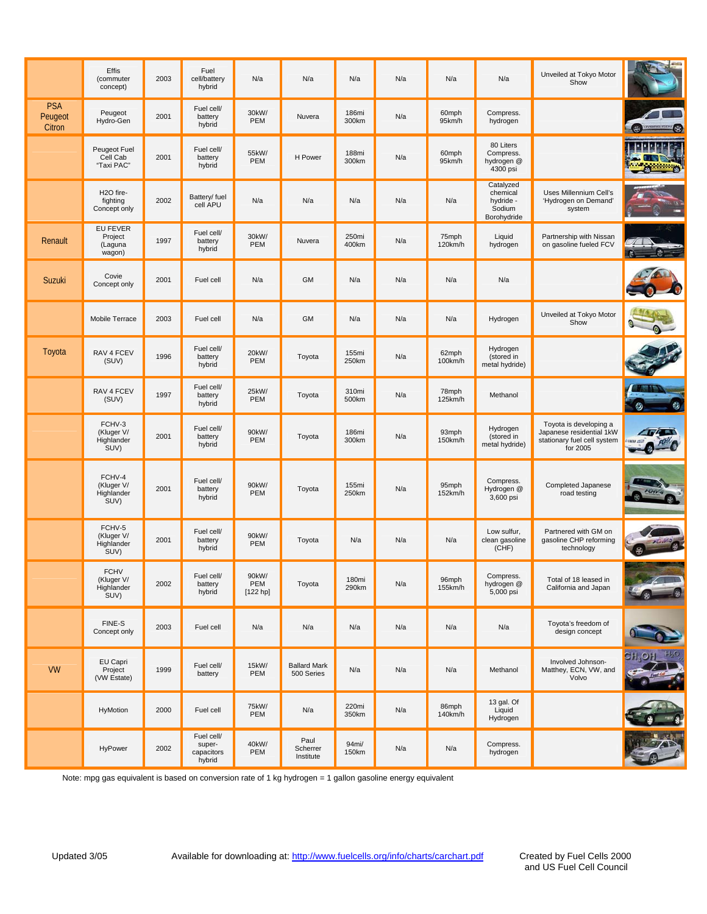| | | | | | | | | | | | |
|---|---|---|---|---|---|---|---|---|---|---|---|
| | Effis (commuter concept) | 2003 | Fuel cell/battery hybrid | N/a | N/a | N/a | N/a | N/a | N/a | Unveiled at Tokyo Motor Show | |
| PSA Peugeot Citron | Peugeot Hydro-Gen | 2001 | Fuel cell/ battery hybrid | 30kW/ PEM | Nuvera | 186mi 300km | N/a | 60mph 95km/h | Compress. hydrogen | | |
| | Peugeot Fuel Cell Cab "Taxi PAC" | 2001 | Fuel cell/ battery hybrid | 55kW/ PEM | H Power | 188mi 300km | N/a | 60mph 95km/h | 80 Liters Compress. hydrogen @ 4300 psi | | |
| | H2O fire-fighting Concept only | 2002 | Battery/ fuel cell APU | N/a | N/a | N/a | N/a | N/a | Catalyzed chemical hydride - Sodium Borohydride | Uses Millennium Cell's 'Hydrogen on Demand' system | |
| Renault | EU FEVER Project (Laguna wagon) | 1997 | Fuel cell/ battery hybrid | 30kW/ PEM | Nuvera | 250mi 400km | N/a | 75mph 120km/h | Liquid hydrogen | Partnership with Nissan on gasoline fueled FCV | |
| Suzuki | Covie Concept only | 2001 | Fuel cell | N/a | GM | N/a | N/a | N/a | N/a | | |
| | Mobile Terrace | 2003 | Fuel cell | N/a | GM | N/a | N/a | N/a | Hydrogen | Unveiled at Tokyo Motor Show | |
| Toyota | RAV 4 FCEV (SUV) | 1996 | Fuel cell/ battery hybrid | 20kW/ PEM | Toyota | 155mi 250km | N/a | 62mph 100km/h | Hydrogen (stored in metal hydride) | | |
| | RAV 4 FCEV (SUV) | 1997 | Fuel cell/ battery hybrid | 25kW/ PEM | Toyota | 310mi 500km | N/a | 78mph 125km/h | Methanol | | |
| | FCHV-3 (Kluger V/ Highlander SUV) | 2001 | Fuel cell/ battery hybrid | 90kW/ PEM | Toyota | 186mi 300km | N/a | 93mph 150km/h | Hydrogen (stored in metal hydride) | Toyota is developing a Japanese residential 1kW stationary fuel cell system for 2005 | |
| | FCHV-4 (Kluger V/ Highlander SUV) | 2001 | Fuel cell/ battery hybrid | 90kW/ PEM | Toyota | 155mi 250km | N/a | 95mph 152km/h | Compress. Hydrogen @ 3,600 psi | Completed Japanese road testing | |
| | FCHV-5 (Kluger V/ Highlander SUV) | 2001 | Fuel cell/ battery hybrid | 90kW/ PEM | Toyota | N/a | N/a | N/a | Low sulfur, clean gasoline (CHF) | Partnered with GM on gasoline CHP reforming technology | |
| | FCHV (Kluger V/ Highlander SUV) | 2002 | Fuel cell/ battery hybrid | 90kW/ PEM [122 hp] | Toyota | 180mi 290km | N/a | 96mph 155km/h | Compress. hydrogen @ 5,000 psi | Total of 18 leased in California and Japan | |
| | FINE-S Concept only | 2003 | Fuel cell | N/a | N/a | N/a | N/a | N/a | N/a | Toyota's freedom of design concept | |
| VW | EU Capri Project (VW Estate) | 1999 | Fuel cell/ battery | 15kW/ PEM | Ballard Mark 500 Series | N/a | N/a | N/a | Methanol | Involved Johnson-Matthey, ECN, VW, and Volvo | |
| | HyMotion | 2000 | Fuel cell | 75kW/ PEM | N/a | 220mi 350km | N/a | 86mph 140km/h | 13 gal. Of Liquid Hydrogen | | |
| | HyPower | 2002 | Fuel cell/ super-capacitors hybrid | 40kW/ PEM | Paul Scherrer Institute | 94mi/ 150km | N/a | N/a | Compress. hydrogen | | |

Note: mpg gas equivalent is based on conversion rate of 1 kg hydrogen = 1 gallon gasoline energy equivalent

Updated 3/05

Available for downloading at: http://www.fuelcells.org/info/charts/carchart.pdf

Created by Fuel Cells 2000 and US Fuel Cell Council